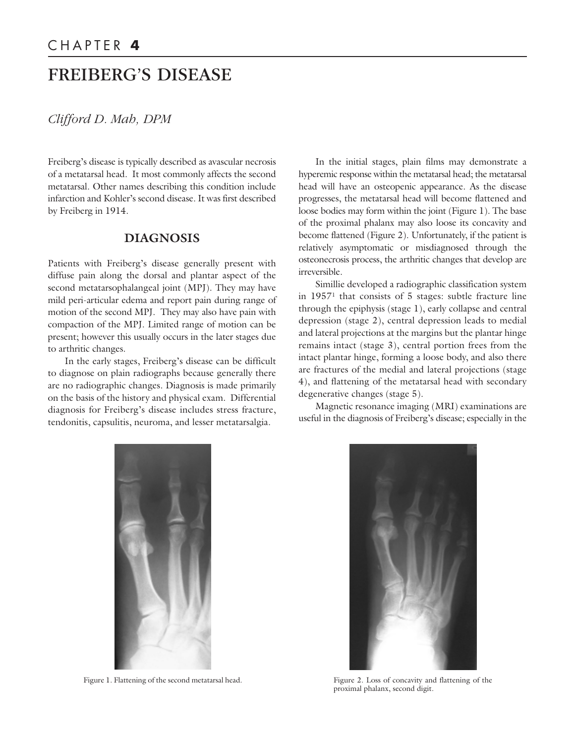# CHAPTER 4

# FREIBERG'S DISEASE

*Clifford D. Mah, DPM*

Freiberg's disease is typically described as avascular necrosis of a metatarsal head. It most commonly affects the second metatarsal. Other names describing this condition include infarction and Kohler's second disease. It was first described by Freiberg in 1914.

## DIAGNOSIS

Patients with Freiberg's disease generally present with diffuse pain along the dorsal and plantar aspect of the second metatarsophalangeal joint (MPJ). They may have mild peri-articular edema and report pain during range of motion of the second MPJ. They may also have pain with compaction of the MPJ. Limited range of motion can be present; however this usually occurs in the later stages due to arthritic changes.

In the early stages, Freiberg's disease can be difficult to diagnose on plain radiographs because generally there are no radiographic changes. Diagnosis is made primarily on the basis of the history and physical exam. Differential diagnosis for Freiberg's disease includes stress fracture, tendonitis, capsulitis, neuroma, and lesser metatarsalgia.

In the initial stages, plain films may demonstrate a hyperemic response within the metatarsal head; the metatarsal head will have an osteopenic appearance. As the disease progresses, the metatarsal head will become flattened and loose bodies may form within the joint (Figure 1). The base of the proximal phalanx may also loose its concavity and become flattened (Figure 2). Unfortunately, if the patient is relatively asymptomatic or misdiagnosed through the osteonecrosis process, the arthritic changes that develop are irreversible.

Simillie developed a radiographic classification system in 1957[1] that consists of 5 stages: subtle fracture line through the epiphysis (stage 1), early collapse and central depression (stage 2), central depression leads to medial and lateral projections at the margins but the plantar hinge remains intact (stage 3), central portion frees from the intact plantar hinge, forming a loose body, and also there are fractures of the medial and lateral projections (stage 4), and flattening of the metatarsal head with secondary degenerative changes (stage 5).

Magnetic resonance imaging (MRI) examinations are useful in the diagnosis of Freiberg's disease; especially in the

Figure 1. Flattening of the second metatarsal head.

Figure 2. Loss of concavity and flattening of the proximal phalanx, second digit.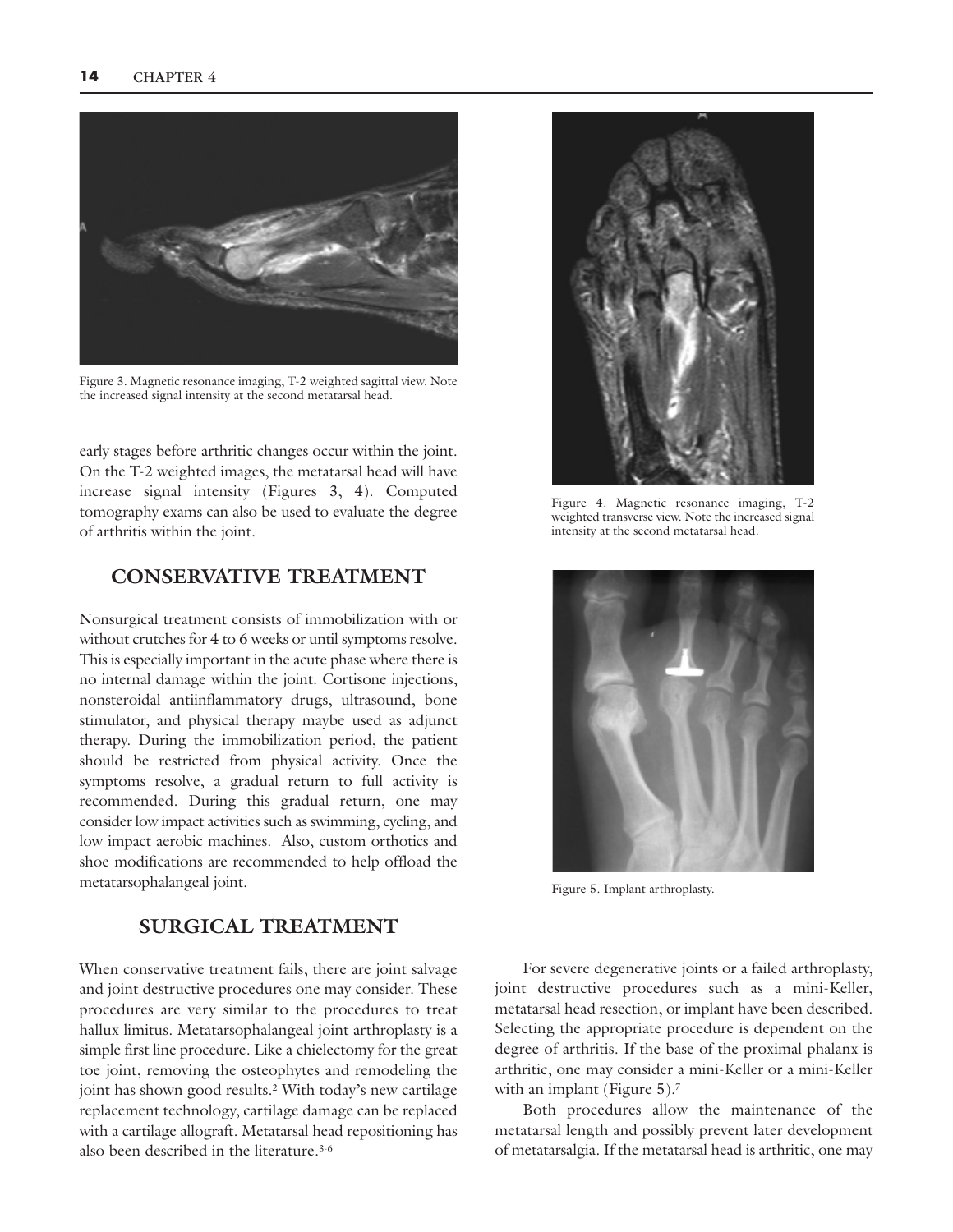Figure 3. Magnetic resonance imaging, T-2 weighted sagittal view. Note the increased signal intensity at the second metatarsal head.

early stages before arthritic changes occur within the joint. On the T-2 weighted images, the metatarsal head will have increase signal intensity (Figures 3, 4). Computed tomography exams can also be used to evaluate the degree of arthritis within the joint.

Figure 4. Magnetic resonance imaging, T-2 weighted transverse view. Note the increased signal intensity at the second metatarsal head.

## CONSERVATIVE TREATMENT

Nonsurgical treatment consists of immobilization with or without crutches for 4 to 6 weeks or until symptoms resolve. This is especially important in the acute phase where there is no internal damage within the joint. Cortisone injections, nonsteroidal antiinflammatory drugs, ultrasound, bone stimulator, and physical therapy maybe used as adjunct therapy. During the immobilization period, the patient should be restricted from physical activity. Once the symptoms resolve, a gradual return to full activity is recommended. During this gradual return, one may consider low impact activities such as swimming, cycling, and low impact aerobic machines. Also, custom orthotics and shoe modifications are recommended to help offload the metatarsophalangeal joint.

Figure 5. Implant arthroplasty.

## SURGICAL TREATMENT

When conservative treatment fails, there are joint salvage and joint destructive procedures one may consider. These procedures are very similar to the procedures to treat hallux limitus. Metatarsophalangeal joint arthroplasty is a simple first line procedure. Like a chielectomy for the great toe joint, removing the osteophytes and remodeling the joint has shown good results.[2] With today's new cartilage replacement technology, cartilage damage can be replaced with a cartilage allograft. Metatarsal head repositioning has also been described in the literature.[3-6]

For severe degenerative joints or a failed arthroplasty, joint destructive procedures such as a mini-Keller, metatarsal head resection, or implant have been described. Selecting the appropriate procedure is dependent on the degree of arthritis. If the base of the proximal phalanx is arthritic, one may consider a mini-Keller or a mini-Keller with an implant (Figure 5).[7]

Both procedures allow the maintenance of the metatarsal length and possibly prevent later development of metatarsalgia. If the metatarsal head is arthritic, one may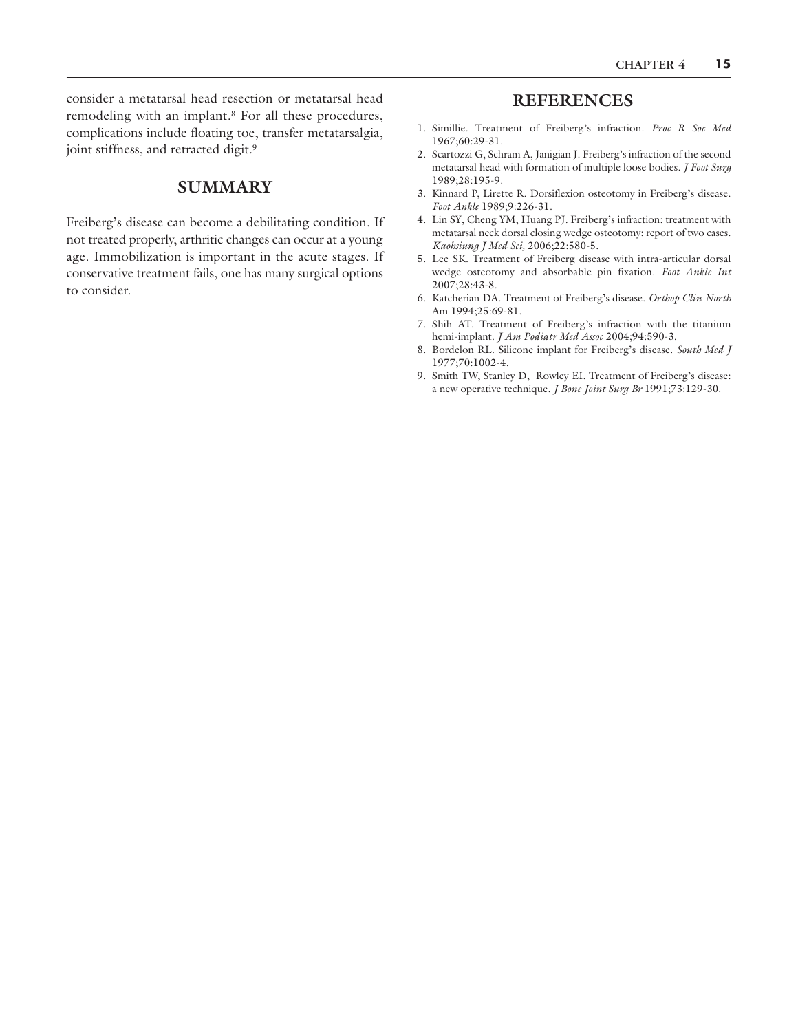consider a metatarsal head resection or metatarsal head remodeling with an implant.[8] For all these procedures, complications include floating toe, transfer metatarsalgia, joint stiffness, and retracted digit.[9]

## SUMMARY

Freiberg's disease can become a debilitating condition. If not treated properly, arthritic changes can occur at a young age. Immobilization is important in the acute stages. If conservative treatment fails, one has many surgical options to consider.

## REFERENCES

1. Simillie. Treatment of Freiberg's infraction. *Proc R Soc Med* 1967;60:29-31.
2. Scartozzi G, Schram A, Janigian J. Freiberg's infraction of the second metatarsal head with formation of multiple loose bodies. *J Foot Surg* 1989;28:195-9.
3. Kinnard P, Lirette R. Dorsiflexion osteotomy in Freiberg's disease. *Foot Ankle* 1989;9:226-31.
4. Lin SY, Cheng YM, Huang PJ. Freiberg's infraction: treatment with metatarsal neck dorsal closing wedge osteotomy: report of two cases. *Kaohsiung J Med Sci,* 2006;22:580-5.
5. Lee SK. Treatment of Freiberg disease with intra-articular dorsal wedge osteotomy and absorbable pin fixation. *Foot Ankle Int* 2007;28:43-8.
6. Katcherian DA. Treatment of Freiberg's disease. *Orthop Clin North* Am 1994;25:69-81.
7. Shih AT. Treatment of Freiberg's infraction with the titanium hemi-implant. *J Am Podiatr Med Assoc* 2004;94:590-3.
8. Bordelon RL. Silicone implant for Freiberg's disease. *South Med J* 1977;70:1002-4.
9. Smith TW, Stanley D, Rowley EI. Treatment of Freiberg's disease: a new operative technique. *J Bone Joint Surg Br* 1991;73:129-30.